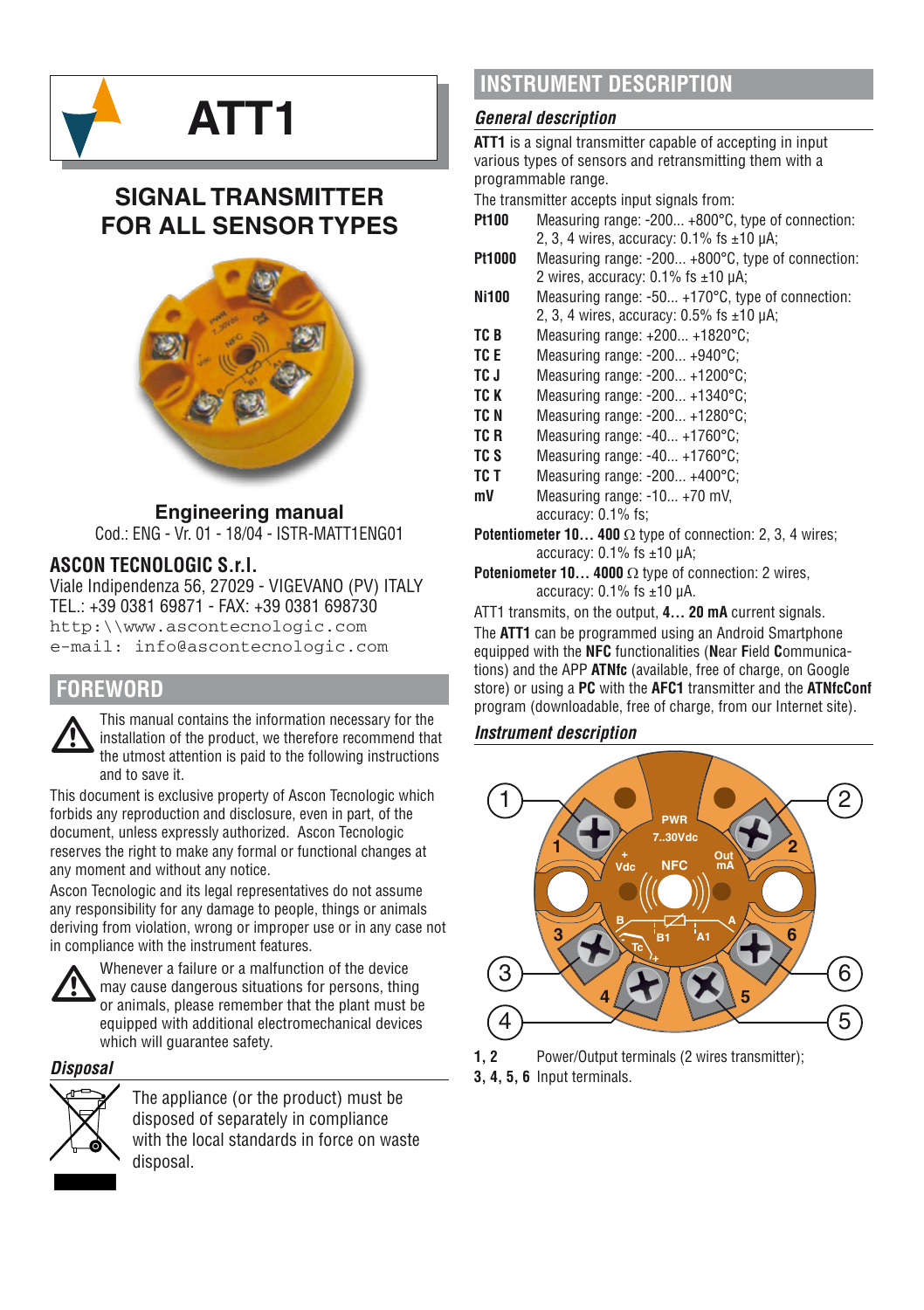# ATT1

## SIGNAL TRANSMITTER FOR ALL SENSOR TYPES

**Engineering manual**

Cod.: ENG - Vr. 01 - 18/04 - ISTR-MATT1ENG01

**ASCON TECNOLOGIC S.r.l.**
Viale Indipendenza 56, 27029 - VIGEVANO (PV) ITALY
TEL.: +39 0381 69871 - FAX: +39 0381 698730
http:\\www.ascontecnologic.com
e-mail: info@ascontecnologic.com

## FOREWORD

This manual contains the information necessary for the installation of the product, we therefore recommend that the utmost attention is paid to the following instructions and to save it.

This document is exclusive property of Ascon Tecnologic which forbids any reproduction and disclosure, even in part, of the document, unless expressly authorized. Ascon Tecnologic reserves the right to make any formal or functional changes at any moment and without any notice.

Ascon Tecnologic and its legal representatives do not assume any responsibility for any damage to people, things or animals deriving from violation, wrong or improper use or in any case not in compliance with the instrument features.

Whenever a failure or a malfunction of the device may cause dangerous situations for persons, thing or animals, please remember that the plant must be equipped with additional electromechanical devices which will guarantee safety.

### *Disposal*

The appliance (or the product) must be disposed of separately in compliance with the local standards in force on waste disposal.

## INSTRUMENT DESCRIPTION

### *General description*

**ATT1** is a signal transmitter capable of accepting in input various types of sensors and retransmitting them with a programmable range.

The transmitter accepts input signals from:

- **Pt100** Measuring range: -200... +800°C, type of connection: 2, 3, 4 wires, accuracy: 0.1% fs ±10 µA;
- **Pt1000** Measuring range: -200... +800°C, type of connection: 2 wires, accuracy: 0.1% fs ±10 µA;
- **Ni100** Measuring range: -50... +170°C, type of connection: 2, 3, 4 wires, accuracy: 0.5% fs ±10 µA;
- **TC B** Measuring range: +200... +1820°C;
- **TC E** Measuring range: -200... +940°C;
- **TC J** Measuring range: -200... +1200°C;
- **TC K** Measuring range: -200... +1340°C;
- **TC N** Measuring range: -200... +1280°C;
- **TC R** Measuring range: -40... +1760°C;
- **TC S** Measuring range: -40... +1760°C;
- **TC T** Measuring range: -200... +400°C;
- **mV** Measuring range: -10... +70 mV, accuracy: 0.1% fs;
- **Potentiometer 10... 400** Ω type of connection: 2, 3, 4 wires; accuracy: 0.1% fs ±10 µA;
- **Poteniometer 10... 4000** Ω type of connection: 2 wires, accuracy: 0.1% fs ±10 µA.

ATT1 transmits, on the output, **4... 20 mA** current signals.

The **ATT1** can be programmed using an Android Smartphone equipped with the **NFC** functionalities (**N**ear **F**ield **C**ommunications) and the APP **ATNfc** (available, free of charge, on Google store) or using a **PC** with the **AFC1** transmitter and the **ATNfcConf** program (downloadable, free of charge, from our Internet site).

### *Instrument description*

**1, 2** Power/Output terminals (2 wires transmitter);
**3, 4, 5, 6** Input terminals.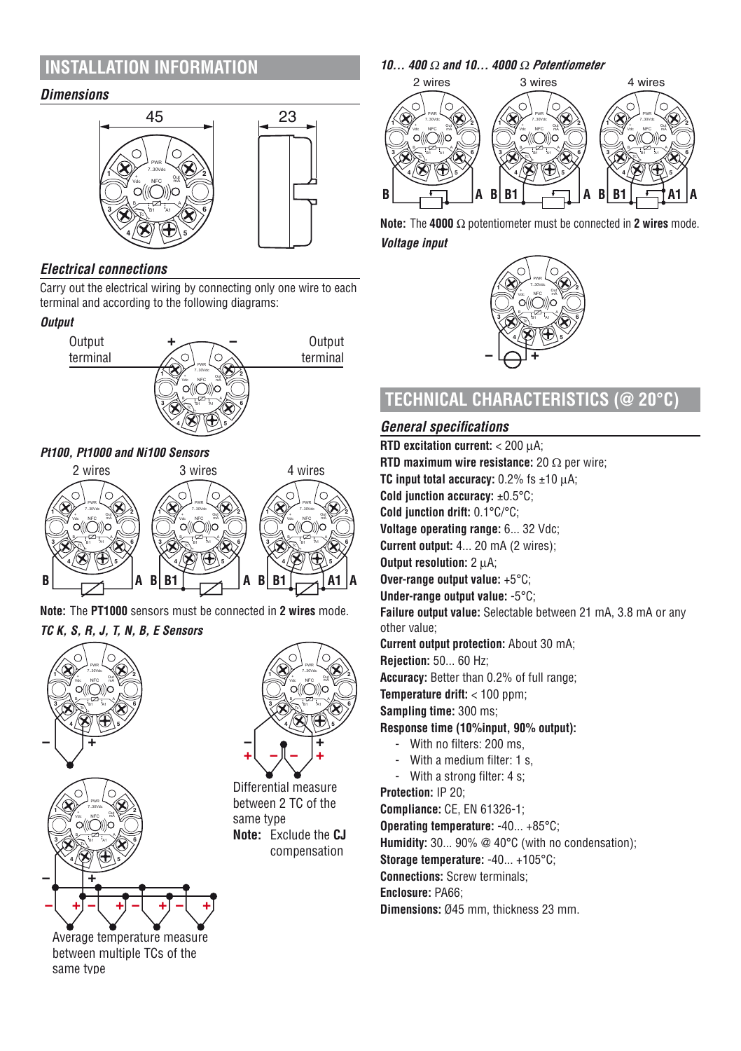## INSTALLATION INFORMATION

### *Dimensions*

45

23

### *Electrical connections*

Carry out the electrical wiring by connecting only one wire to each terminal and according to the following diagrams:

***Output***

Output terminal + – Output terminal

***Pt100, Pt1000 and Ni100 Sensors***

2 wires 3 wires 4 wires

B A B B1 A B B1 A1 A

**Note:** The **PT1000** sensors must be connected in **2 wires** mode.

***TC K, S, R, J, T, N, B, E Sensors***

Average temperature measure between multiple TCs of the same type

Differential measure between 2 TC of the same type

**Note:** Exclude the **CJ** compensation

***10… 400 Ω and 10… 4000 Ω Potentiometer***

2 wires 3 wires 4 wires

B A B B1 A B B1 A1 A

**Note:** The **4000** Ω potentiometer must be connected in **2 wires** mode.

***Voltage input***

## TECHNICAL CHARACTERISTICS (@ 20°C)

### *General specifications*

**RTD excitation current:** < 200 µA;
**RTD maximum wire resistance:** 20 Ω per wire;
**TC input total accuracy:** 0.2% fs ±10 µA;
**Cold junction accuracy:** ±0.5°C;
**Cold junction drift:** 0.1°C/°C;
**Voltage operating range:** 6... 32 Vdc;
**Current output:** 4... 20 mA (2 wires);
**Output resolution:** 2 µA;
**Over-range output value:** +5°C;
**Under-range output value:** -5°C;
**Failure output value:** Selectable between 21 mA, 3.8 mA or any other value;
**Current output protection:** About 30 mA;
**Rejection:** 50... 60 Hz;
**Accuracy:** Better than 0.2% of full range;
**Temperature drift:** < 100 ppm;
**Sampling time:** 300 ms;
**Response time (10%input, 90% output):**

- With no filters: 200 ms,
- With a medium filter: 1 s,
- With a strong filter: 4 s;

**Protection:** IP 20;
**Compliance:** CE, EN 61326-1;
**Operating temperature:** -40... +85°C;
**Humidity:** 30... 90% @ 40°C (with no condensation);
**Storage temperature:** -40... +105°C;
**Connections:** Screw terminals;
**Enclosure:** PA66;
**Dimensions:** Ø45 mm, thickness 23 mm.